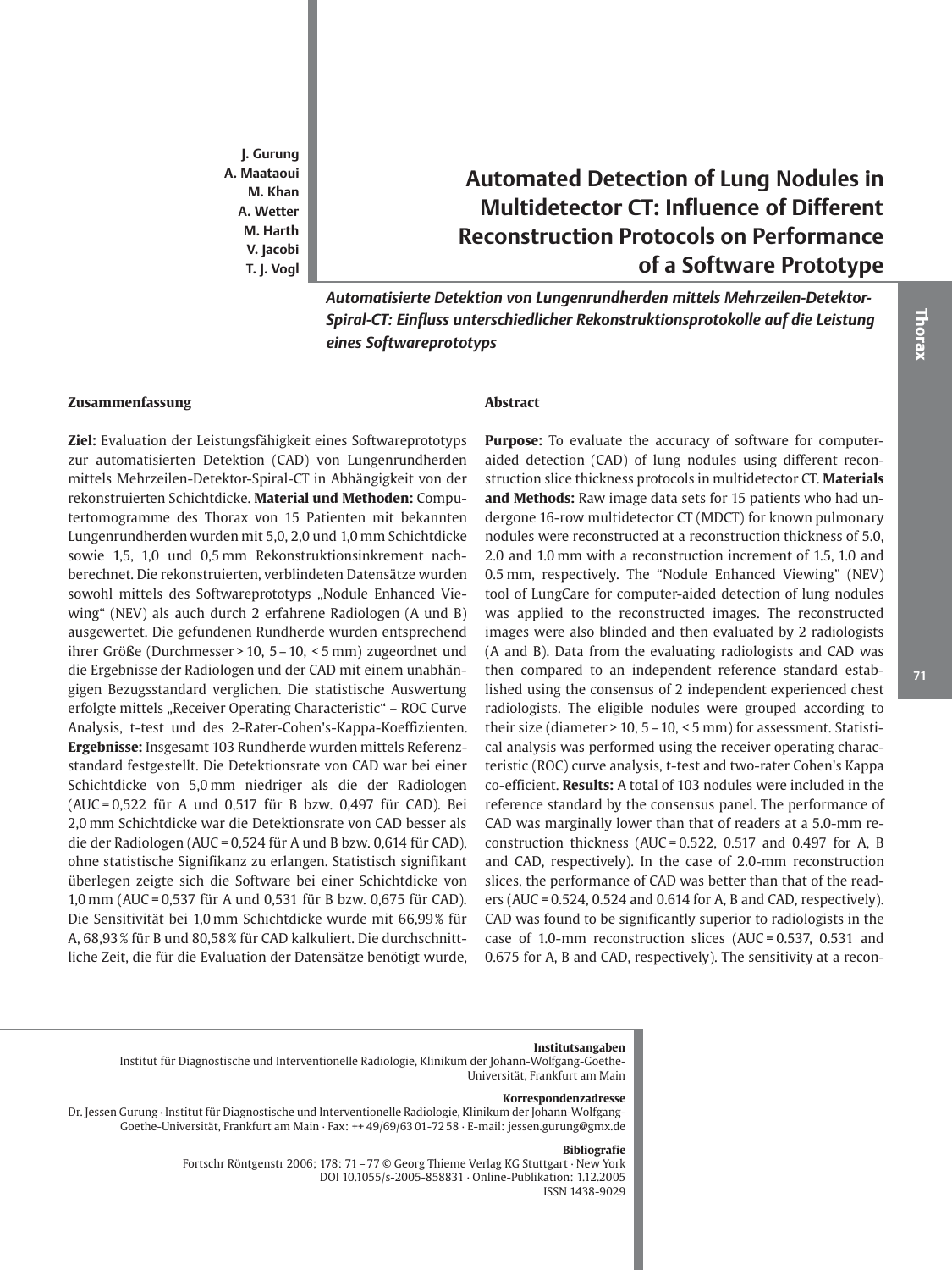J. Gurung
A. Maataoui
M. Khan
A. Wetter
M. Harth
V. Jacobi
T. J. Vogl

# Automated Detection of Lung Nodules in Multidetector CT: Influence of Different Reconstruction Protocols on Performance of a Software Prototype

***Automatisierte Detektion von Lungenrundherden mittels Mehrzeilen-Detektor-Spiral-CT: Einfluss unterschiedlicher Rekonstruktionsprotokolle auf die Leistung eines Softwareprototyps***

## Zusammenfassung

**Ziel:** Evaluation der Leistungsfähigkeit eines Softwareprototyps zur automatisierten Detektion (CAD) von Lungenrundherden mittels Mehrzeilen-Detektor-Spiral-CT in Abhängigkeit von der rekonstruierten Schichtdicke. **Material und Methoden:** Computertomogramme des Thorax von 15 Patienten mit bekannten Lungenrundherden wurden mit 5,0, 2,0 und 1,0 mm Schichtdicke sowie 1,5, 1,0 und 0,5 mm Rekonstruktionsinkrement nachberechnet. Die rekonstruierten, verblindeten Datensätze wurden sowohl mittels des Softwareprototyps „Nodule Enhanced Viewing" (NEV) als auch durch 2 erfahrene Radiologen (A und B) ausgewertet. Die gefundenen Rundherde wurden entsprechend ihrer Größe (Durchmesser > 10, 5 – 10, < 5 mm) zugeordnet und die Ergebnisse der Radiologen und der CAD mit einem unabhängigen Bezugsstandard verglichen. Die statistische Auswertung erfolgte mittels „Receiver Operating Characteristic" – ROC Curve Analysis, t-test und des 2-Rater-Cohen's-Kappa-Koeffizienten. **Ergebnisse:** Insgesamt 103 Rundherde wurden mittels Referenzstandard festgestellt. Die Detektionsrate von CAD war bei einer Schichtdicke von 5,0 mm niedriger als die der Radiologen (AUC = 0,522 für A und 0,517 für B bzw. 0,497 für CAD). Bei 2,0 mm Schichtdicke war die Detektionsrate von CAD besser als die der Radiologen (AUC = 0,524 für A und B bzw. 0,614 für CAD), ohne statistische Signifikanz zu erlangen. Statistisch signifikant überlegen zeigte sich die Software bei einer Schichtdicke von 1,0 mm (AUC = 0,537 für A und 0,531 für B bzw. 0,675 für CAD). Die Sensitivität bei 1,0 mm Schichtdicke wurde mit 66,99 % für A, 68,93 % für B und 80,58 % für CAD kalkuliert. Die durchschnittliche Zeit, die für die Evaluation der Datensätze benötigt wurde,

## Abstract

**Purpose:** To evaluate the accuracy of software for computer-aided detection (CAD) of lung nodules using different reconstruction slice thickness protocols in multidetector CT. **Materials and Methods:** Raw image data sets for 15 patients who had undergone 16-row multidetector CT (MDCT) for known pulmonary nodules were reconstructed at a reconstruction thickness of 5.0, 2.0 and 1.0 mm with a reconstruction increment of 1.5, 1.0 and 0.5 mm, respectively. The "Nodule Enhanced Viewing" (NEV) tool of LungCare for computer-aided detection of lung nodules was applied to the reconstructed images. The reconstructed images were also blinded and then evaluated by 2 radiologists (A and B). Data from the evaluating radiologists and CAD was then compared to an independent reference standard established using the consensus of 2 independent experienced chest radiologists. The eligible nodules were grouped according to their size (diameter > 10, 5 – 10, < 5 mm) for assessment. Statistical analysis was performed using the receiver operating characteristic (ROC) curve analysis, t-test and two-rater Cohen's Kappa co-efficient. **Results:** A total of 103 nodules were included in the reference standard by the consensus panel. The performance of CAD was marginally lower than that of readers at a 5.0-mm reconstruction thickness (AUC = 0.522, 0.517 and 0.497 for A, B and CAD, respectively). In the case of 2.0-mm reconstruction slices, the performance of CAD was better than that of the readers (AUC = 0.524, 0.524 and 0.614 for A, B and CAD, respectively). CAD was found to be significantly superior to radiologists in the case of 1.0-mm reconstruction slices (AUC = 0.537, 0.531 and 0.675 for A, B and CAD, respectively). The sensitivity at a recon-

**Institutsangaben**
Institut für Diagnostische und Interventionelle Radiologie, Klinikum der Johann-Wolfgang-Goethe-Universität, Frankfurt am Main

**Korrespondenzadresse**
Dr. Jessen Gurung · Institut für Diagnostische und Interventionelle Radiologie, Klinikum der Johann-Wolfgang-Goethe-Universität, Frankfurt am Main · Fax: ++ 49/69/63 01-72 58 · E-mail: jessen.gurung@gmx.de

**Bibliografie**
Fortschr Röntgenstr 2006; 178: 71 – 77 © Georg Thieme Verlag KG Stuttgart · New York
DOI 10.1055/s-2005-858831 · Online-Publikation: 1.12.2005
ISSN 1438-9029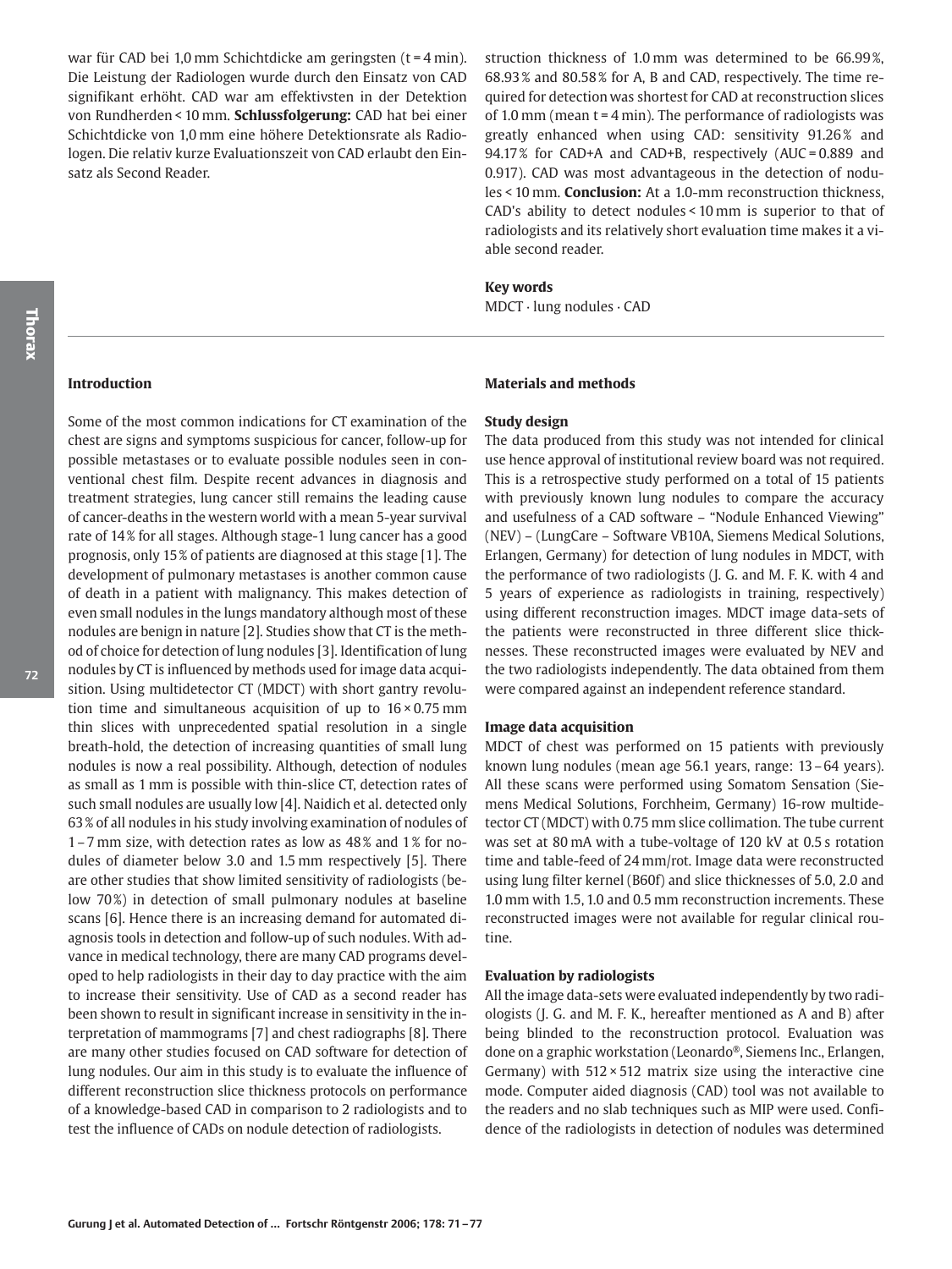war für CAD bei 1,0 mm Schichtdicke am geringsten (t = 4 min). Die Leistung der Radiologen wurde durch den Einsatz von CAD signifikant erhöht. CAD war am effektivsten in der Detektion von Rundherden < 10 mm. **Schlussfolgerung:** CAD hat bei einer Schichtdicke von 1,0 mm eine höhere Detektionsrate als Radiologen. Die relativ kurze Evaluationszeit von CAD erlaubt den Einsatz als Second Reader.

struction thickness of 1.0 mm was determined to be 66.99 %, 68.93 % and 80.58 % for A, B and CAD, respectively. The time required for detection was shortest for CAD at reconstruction slices of 1.0 mm (mean t = 4 min). The performance of radiologists was greatly enhanced when using CAD: sensitivity 91.26 % and 94.17 % for CAD+A and CAD+B, respectively (AUC = 0.889 and 0.917). CAD was most advantageous in the detection of nodules < 10 mm. **Conclusion:** At a 1.0-mm reconstruction thickness, CAD's ability to detect nodules < 10 mm is superior to that of radiologists and its relatively short evaluation time makes it a viable second reader.

**Key words**

MDCT · lung nodules · CAD

## Introduction

Some of the most common indications for CT examination of the chest are signs and symptoms suspicious for cancer, follow-up for possible metastases or to evaluate possible nodules seen in conventional chest film. Despite recent advances in diagnosis and treatment strategies, lung cancer still remains the leading cause of cancer-deaths in the western world with a mean 5-year survival rate of 14 % for all stages. Although stage-1 lung cancer has a good prognosis, only 15 % of patients are diagnosed at this stage [1]. The development of pulmonary metastases is another common cause of death in a patient with malignancy. This makes detection of even small nodules in the lungs mandatory although most of these nodules are benign in nature [2]. Studies show that CT is the method of choice for detection of lung nodules [3]. Identification of lung nodules by CT is influenced by methods used for image data acquisition. Using multidetector CT (MDCT) with short gantry revolution time and simultaneous acquisition of up to 16 × 0.75 mm thin slices with unprecedented spatial resolution in a single breath-hold, the detection of increasing quantities of small lung nodules is now a real possibility. Although, detection of nodules as small as 1 mm is possible with thin-slice CT, detection rates of such small nodules are usually low [4]. Naidich et al. detected only 63 % of all nodules in his study involving examination of nodules of 1 – 7 mm size, with detection rates as low as 48 % and 1 % for nodules of diameter below 3.0 and 1.5 mm respectively [5]. There are other studies that show limited sensitivity of radiologists (below 70 %) in detection of small pulmonary nodules at baseline scans [6]. Hence there is an increasing demand for automated diagnosis tools in detection and follow-up of such nodules. With advance in medical technology, there are many CAD programs developed to help radiologists in their day to day practice with the aim to increase their sensitivity. Use of CAD as a second reader has been shown to result in significant increase in sensitivity in the interpretation of mammograms [7] and chest radiographs [8]. There are many other studies focused on CAD software for detection of lung nodules. Our aim in this study is to evaluate the influence of different reconstruction slice thickness protocols on performance of a knowledge-based CAD in comparison to 2 radiologists and to test the influence of CADs on nodule detection of radiologists.

## Materials and methods

### Study design

The data produced from this study was not intended for clinical use hence approval of institutional review board was not required. This is a retrospective study performed on a total of 15 patients with previously known lung nodules to compare the accuracy and usefulness of a CAD software – "Nodule Enhanced Viewing" (NEV) – (LungCare – Software VB10A, Siemens Medical Solutions, Erlangen, Germany) for detection of lung nodules in MDCT, with the performance of two radiologists (J. G. and M. F. K. with 4 and 5 years of experience as radiologists in training, respectively) using different reconstruction images. MDCT image data-sets of the patients were reconstructed in three different slice thicknesses. These reconstructed images were evaluated by NEV and the two radiologists independently. The data obtained from them were compared against an independent reference standard.

### Image data acquisition

MDCT of chest was performed on 15 patients with previously known lung nodules (mean age 56.1 years, range: 13 – 64 years). All these scans were performed using Somatom Sensation (Siemens Medical Solutions, Forchheim, Germany) 16-row multidetector CT (MDCT) with 0.75 mm slice collimation. The tube current was set at 80 mA with a tube-voltage of 120 kV at 0.5 s rotation time and table-feed of 24 mm/rot. Image data were reconstructed using lung filter kernel (B60f) and slice thicknesses of 5.0, 2.0 and 1.0 mm with 1.5, 1.0 and 0.5 mm reconstruction increments. These reconstructed images were not available for regular clinical routine.

### Evaluation by radiologists

All the image data-sets were evaluated independently by two radiologists (J. G. and M. F. K., hereafter mentioned as A and B) after being blinded to the reconstruction protocol. Evaluation was done on a graphic workstation (Leonardo®, Siemens Inc., Erlangen, Germany) with 512 × 512 matrix size using the interactive cine mode. Computer aided diagnosis (CAD) tool was not available to the readers and no slab techniques such as MIP were used. Confidence of the radiologists in detection of nodules was determined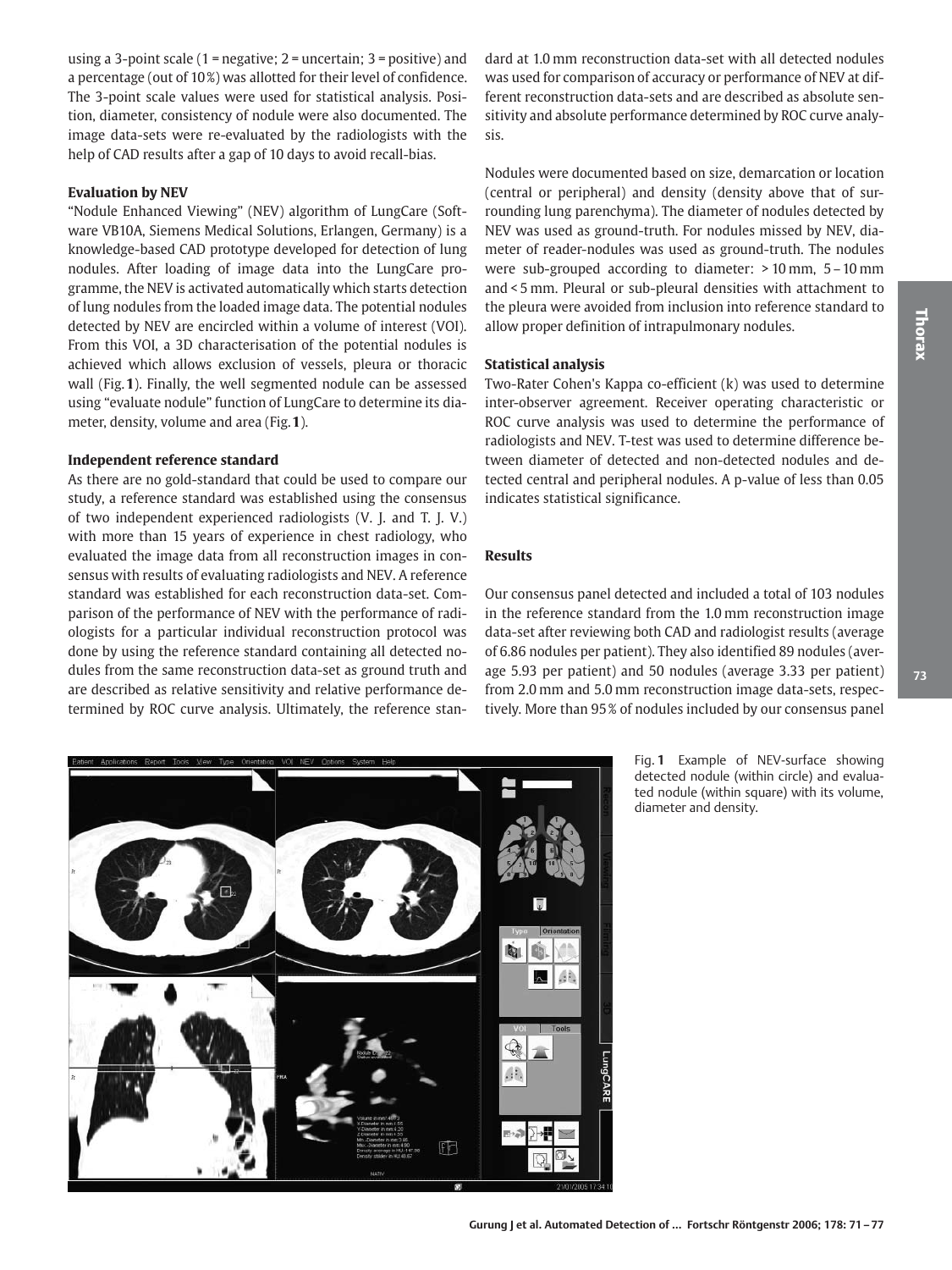using a 3-point scale (1 = negative; 2 = uncertain; 3 = positive) and a percentage (out of 10 %) was allotted for their level of confidence. The 3-point scale values were used for statistical analysis. Position, diameter, consistency of nodule were also documented. The image data-sets were re-evaluated by the radiologists with the help of CAD results after a gap of 10 days to avoid recall-bias.

### Evaluation by NEV

"Nodule Enhanced Viewing" (NEV) algorithm of LungCare (Software VB10A, Siemens Medical Solutions, Erlangen, Germany) is a knowledge-based CAD prototype developed for detection of lung nodules. After loading of image data into the LungCare programme, the NEV is activated automatically which starts detection of lung nodules from the loaded image data. The potential nodules detected by NEV are encircled within a volume of interest (VOI). From this VOI, a 3D characterisation of the potential nodules is achieved which allows exclusion of vessels, pleura or thoracic wall (Fig. **1**). Finally, the well segmented nodule can be assessed using "evaluate nodule" function of LungCare to determine its diameter, density, volume and area (Fig. **1**).

### Independent reference standard

As there are no gold-standard that could be used to compare our study, a reference standard was established using the consensus of two independent experienced radiologists (V. J. and T. J. V.) with more than 15 years of experience in chest radiology, who evaluated the image data from all reconstruction images in consensus with results of evaluating radiologists and NEV. A reference standard was established for each reconstruction data-set. Comparison of the performance of NEV with the performance of radiologists for a particular individual reconstruction protocol was done by using the reference standard containing all detected nodules from the same reconstruction data-set as ground truth and are described as relative sensitivity and relative performance determined by ROC curve analysis. Ultimately, the reference standard at 1.0 mm reconstruction data-set with all detected nodules was used for comparison of accuracy or performance of NEV at different reconstruction data-sets and are described as absolute sensitivity and absolute performance determined by ROC curve analysis.

Nodules were documented based on size, demarcation or location (central or peripheral) and density (density above that of surrounding lung parenchyma). The diameter of nodules detected by NEV was used as ground-truth. For nodules missed by NEV, diameter of reader-nodules was used as ground-truth. The nodules were sub-grouped according to diameter: > 10 mm, 5 – 10 mm and < 5 mm. Pleural or sub-pleural densities with attachment to the pleura were avoided from inclusion into reference standard to allow proper definition of intrapulmonary nodules.

### Statistical analysis

Two-Rater Cohen's Kappa co-efficient (k) was used to determine inter-observer agreement. Receiver operating characteristic or ROC curve analysis was used to determine the performance of radiologists and NEV. T-test was used to determine difference between diameter of detected and non-detected nodules and detected central and peripheral nodules. A p-value of less than 0.05 indicates statistical significance.

## Results

Our consensus panel detected and included a total of 103 nodules in the reference standard from the 1.0 mm reconstruction image data-set after reviewing both CAD and radiologist results (average of 6.86 nodules per patient). They also identified 89 nodules (average 5.93 per patient) and 50 nodules (average 3.33 per patient) from 2.0 mm and 5.0 mm reconstruction image data-sets, respectively. More than 95 % of nodules included by our consensus panel

Fig. **1** Example of NEV-surface showing detected nodule (within circle) and evaluated nodule (within square) with its volume, diameter and density.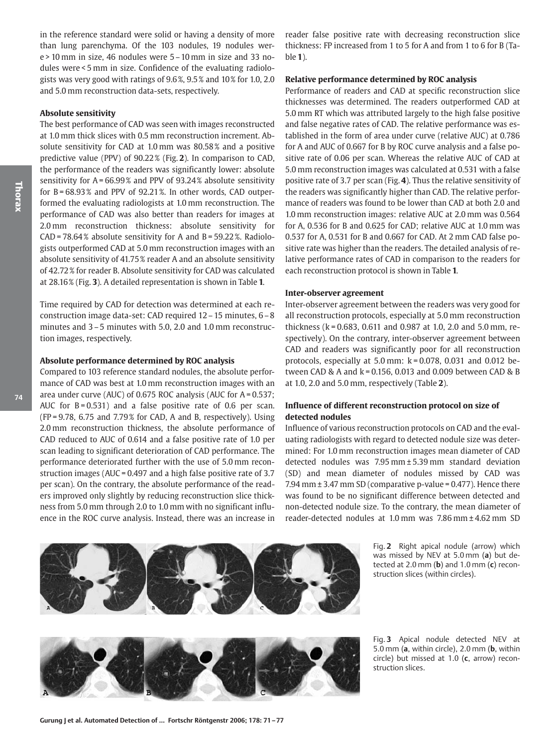in the reference standard were solid or having a density of more than lung parenchyma. Of the 103 nodules, 19 nodules were > 10 mm in size, 46 nodules were 5 – 10 mm in size and 33 nodules were < 5 mm in size. Confidence of the evaluating radiologists was very good with ratings of 9.6 %, 9.5 % and 10 % for 1.0, 2.0 and 5.0 mm reconstruction data-sets, respectively.

### Absolute sensitivity

The best performance of CAD was seen with images reconstructed at 1.0 mm thick slices with 0.5 mm reconstruction increment. Absolute sensitivity for CAD at 1.0 mm was 80.58 % and a positive predictive value (PPV) of 90.22 % (Fig. **2**). In comparison to CAD, the performance of the readers was significantly lower: absolute sensitivity for A = 66.99 % and PPV of 93.24 % absolute sensitivity for B = 68.93 % and PPV of 92.21 %. In other words, CAD outperformed the evaluating radiologists at 1.0 mm reconstruction. The performance of CAD was also better than readers for images at 2.0 mm reconstruction thickness: absolute sensitivity for CAD = 78.64 % absolute sensitivity for A and B = 59.22 %. Radiologists outperformed CAD at 5.0 mm reconstruction images with an absolute sensitivity of 41.75 % reader A and an absolute sensitivity of 42.72 % for reader B. Absolute sensitivity for CAD was calculated at 28.16 % (Fig. **3**). A detailed representation is shown in Table **1**.

Time required by CAD for detection was determined at each reconstruction image data-set: CAD required 12 – 15 minutes, 6 – 8 minutes and 3 – 5 minutes with 5.0, 2.0 and 1.0 mm reconstruction images, respectively.

### Absolute performance determined by ROC analysis

Compared to 103 reference standard nodules, the absolute performance of CAD was best at 1.0 mm reconstruction images with an area under curve (AUC) of 0.675 ROC analysis (AUC for A = 0.537; AUC for B = 0.531) and a false positive rate of 0.6 per scan. (FP = 9.78, 6.75 and 7.79 % for CAD, A and B, respectively). Using 2.0 mm reconstruction thickness, the absolute performance of CAD reduced to AUC of 0.614 and a false positive rate of 1.0 per scan leading to significant deterioration of CAD performance. The performance deteriorated further with the use of 5.0 mm reconstruction images (AUC = 0.497 and a high false positive rate of 3.7 per scan). On the contrary, the absolute performance of the readers improved only slightly by reducing reconstruction slice thickness from 5.0 mm through 2.0 to 1.0 mm with no significant influence in the ROC curve analysis. Instead, there was an increase in reader false positive rate with decreasing reconstruction slice thickness: FP increased from 1 to 5 for A and from 1 to 6 for B (Table **1**).

### Relative performance determined by ROC analysis

Performance of readers and CAD at specific reconstruction slice thicknesses was determined. The readers outperformed CAD at 5.0 mm RT which was attributed largely to the high false positive and false negative rates of CAD. The relative performance was established in the form of area under curve (relative AUC) at 0.786 for A and AUC of 0.667 for B by ROC curve analysis and a false positive rate of 0.06 per scan. Whereas the relative AUC of CAD at 5.0 mm reconstruction images was calculated at 0.531 with a false positive rate of 3.7 per scan (Fig. **4**). Thus the relative sensitivity of the readers was significantly higher than CAD. The relative performance of readers was found to be lower than CAD at both 2.0 and 1.0 mm reconstruction images: relative AUC at 2.0 mm was 0.564 for A, 0.536 for B and 0.625 for CAD; relative AUC at 1.0 mm was 0.537 for A, 0.531 for B and 0.667 for CAD. At 2 mm CAD false positive rate was higher than the readers. The detailed analysis of relative performance rates of CAD in comparison to the readers for each reconstruction protocol is shown in Table **1**.

### Inter-observer agreement

Inter-observer agreement between the readers was very good for all reconstruction protocols, especially at 5.0 mm reconstruction thickness (k = 0.683, 0.611 and 0.987 at 1.0, 2.0 and 5.0 mm, respectively). On the contrary, inter-observer agreement between CAD and readers was significantly poor for all reconstruction protocols, especially at 5.0 mm: k = 0.078, 0.031 and 0.012 between CAD & A and k = 0.156, 0.013 and 0.009 between CAD & B at 1.0, 2.0 and 5.0 mm, respectively (Table **2**).

### Influence of different reconstruction protocol on size of detected nodules

Influence of various reconstruction protocols on CAD and the evaluating radiologists with regard to detected nodule size was determined: For 1.0 mm reconstruction images mean diameter of CAD detected nodules was 7.95 mm ± 5.39 mm standard deviation (SD) and mean diameter of nodules missed by CAD was 7.94 mm ± 3.47 mm SD (comparative p-value = 0.477). Hence there was found to be no significant difference between detected and non-detected nodule size. To the contrary, the mean diameter of reader-detected nodules at 1.0 mm was 7.86 mm ± 4.62 mm SD

Fig. **2** Right apical nodule (arrow) which was missed by NEV at 5.0 mm (**a**) but detected at 2.0 mm (**b**) and 1.0 mm (**c**) reconstruction slices (within circles).

Fig. **3** Apical nodule detected NEV at 5.0 mm (**a**, within circle), 2.0 mm (**b**, within circle) but missed at 1.0 (**c**, arrow) reconstruction slices.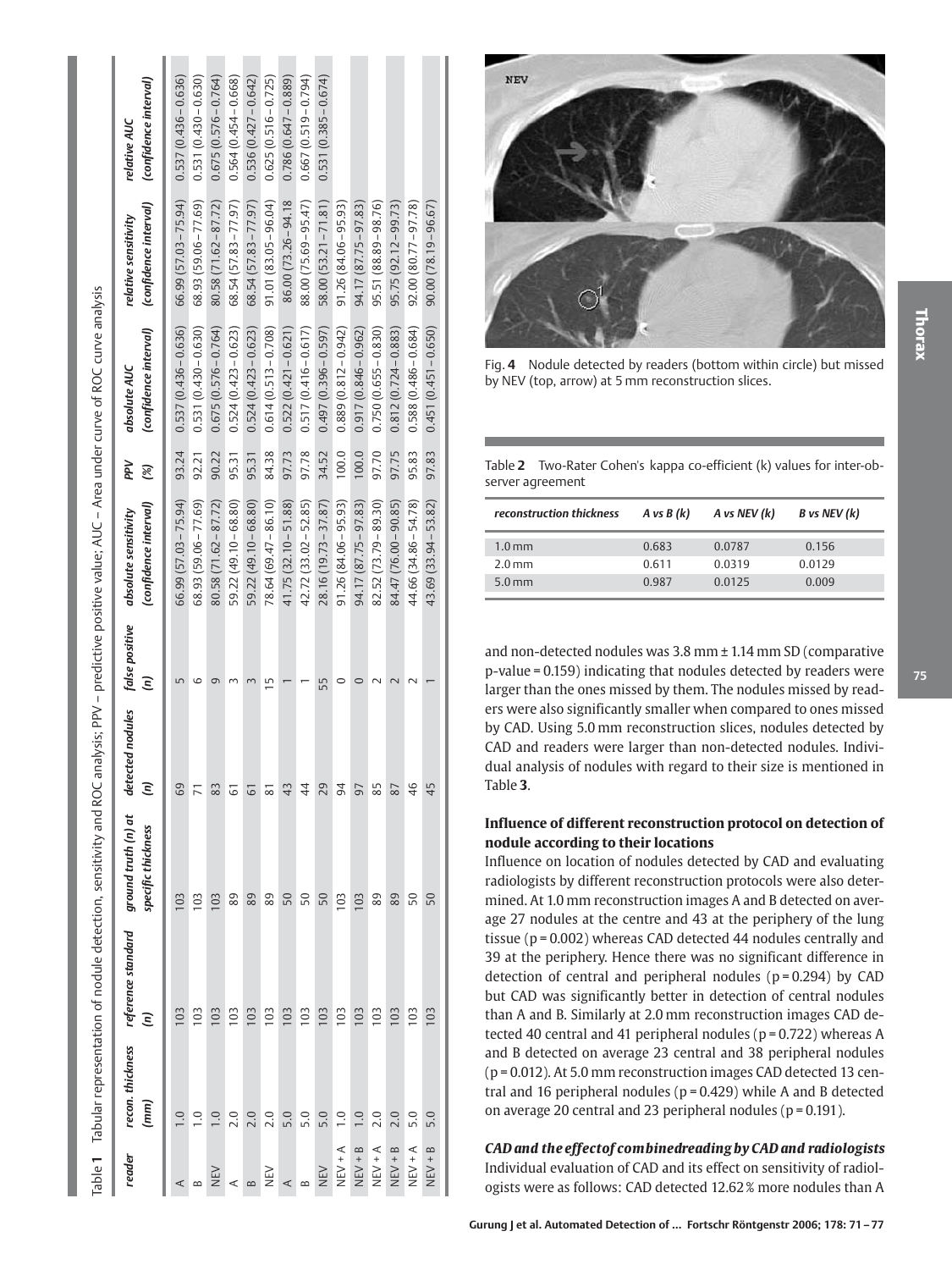Table 1 Tabular representation of nodule detection, sensitivity and ROC analysis; PPV – predictive positive value; AUC – Area under curve of ROC curve analysis

| reader | recon. thickness (mm) | reference standard (n) | ground truth (n) at specific thickness | detected nodules (n) | false positive (n) | absolute sensitivity (confidence interval) | PPV (%) | absolute AUC (confidence interval) | relative sensitivity (confidence interval) | relative AUC (confidence interval) |
|---|---|---|---|---|---|---|---|---|---|---|
| A | 1.0 | 103 | 103 | 69 | 5 | 66.99 (57.03 – 75.94) | 93.24 | 0.537 (0.436 – 0.636) | 66.99 (57.03 – 75.94) | 0.537 (0.436 – 0.636) |
| B | 1.0 | 103 | 103 | 71 | 6 | 68.93 (59.06 – 77.69) | 92.21 | 0.531 (0.430 – 0.630) | 68.93 (59.06 – 77.69) | 0.531 (0.430 – 0.630) |
| NEV | 1.0 | 103 | 103 | 83 | 9 | 80.58 (71.62 – 87.72) | 90.22 | 0.675 (0.576 – 0.764) | 80.58 (71.62 – 87.72) | 0.675 (0.576 – 0.764) |
| A | 2.0 | 103 | 89 | 61 | 3 | 59.22 (49.10 – 68.80) | 95.31 | 0.524 (0.423 – 0.623) | 68.54 (57.83 – 77.97) | 0.564 (0.454 – 0.668) |
| B | 2.0 | 103 | 89 | 61 | 3 | 59.22 (49.10 – 68.80) | 95.31 | 0.524 (0.423 – 0.623) | 68.54 (57.83 – 77.97) | 0.536 (0.427 – 0.642) |
| NEV | 2.0 | 103 | 89 | 81 | 15 | 78.64 (69.47 – 86.10) | 84.38 | 0.614 (0.513 – 0.708) | 91.01 (83.05 – 96.04) | 0.625 (0.516 – 0.725) |
| A | 5.0 | 103 | 50 | 43 | 1 | 41.75 (32.10 – 51.88) | 97.73 | 0.522 (0.421 – 0.621) | 86.00 (73.26 – 94.18 | 0.786 (0.647 – 0.889) |
| B | 5.0 | 103 | 50 | 44 | 1 | 42.72 (33.02 – 52.85) | 97.78 | 0.517 (0.416 – 0.617) | 88.00 (75.69 – 95.47) | 0.667 (0.519 – 0.794) |
| NEV | 5.0 | 103 | 50 | 29 | 55 | 28.16 (19.73 – 37.87) | 34.52 | 0.497 (0.396 – 0.597) | 58.00 (53.21 – 71.81) | 0.531 (0.385 – 0.674) |
| NEV + A | 1.0 | 103 | 103 | 94 | 0 | 91.26 (84.06 – 95.93) | 100.0 | 0.889 (0.812 – 0.942) | 91.26 (84.06 – 95.93) | |
| NEV + B | 1.0 | 103 | 103 | 97 | 0 | 94.17 (87.75 – 97.83) | 100.0 | 0.917 (0.846 – 0.962) | 94.17 (87.75 – 97.83) | |
| NEV + A | 2.0 | 103 | 89 | 85 | 2 | 82.52 (73.79 – 89.30) | 97.70 | 0.750 (0.655 – 0.830) | 95.51 (88.89 – 98.76) | |
| NEV + B | 2.0 | 103 | 89 | 87 | 2 | 84.47 (76.00 – 90.85) | 97.75 | 0.812 (0.724 – 0.883) | 95.75 (92.12 – 99.73) | |
| NEV + A | 5.0 | 103 | 50 | 46 | 2 | 44.66 (34.86 – 54.78) | 95.83 | 0.588 (0.486 – 0.684) | 92.00 (80.77 – 97.78) | |
| NEV + B | 5.0 | 103 | 50 | 45 | 1 | 43.69 (33.94 – 53.82) | 97.83 | 0.451 (0.451 – 0.650) | 90.00 (78.19 – 96.67) | |

Fig. 4 Nodule detected by readers (bottom within circle) but missed by NEV (top, arrow) at 5 mm reconstruction slices.

Table 2 Two-Rater Cohen's kappa co-efficient (k) values for inter-observer agreement

| reconstruction thickness | A vs B (k) | A vs NEV (k) | B vs NEV (k) |
|---|---|---|---|
| 1.0 mm | 0.683 | 0.0787 | 0.156 |
| 2.0 mm | 0.611 | 0.0319 | 0.0129 |
| 5.0 mm | 0.987 | 0.0125 | 0.009 |

and non-detected nodules was 3.8 mm ± 1.14 mm SD (comparative p-value = 0.159) indicating that nodules detected by readers were larger than the ones missed by them. The nodules missed by readers were also significantly smaller when compared to ones missed by CAD. Using 5.0 mm reconstruction slices, nodules detected by CAD and readers were larger than non-detected nodules. Individual analysis of nodules with regard to their size is mentioned in Table **3**.

### Influence of different reconstruction protocol on detection of nodule according to their locations

Influence on location of nodules detected by CAD and evaluating radiologists by different reconstruction protocols were also determined. At 1.0 mm reconstruction images A and B detected on average 27 nodules at the centre and 43 at the periphery of the lung tissue ($p = 0.002$) whereas CAD detected 44 nodules centrally and 39 at the periphery. Hence there was no significant difference in detection of central and peripheral nodules ($p = 0.294$) by CAD but CAD was significantly better in detection of central nodules than A and B. Similarly at 2.0 mm reconstruction images CAD detected 40 central and 41 peripheral nodules ($p = 0.722$) whereas A and B detected on average 23 central and 38 peripheral nodules ($p = 0.012$). At 5.0 mm reconstruction images CAD detected 13 central and 16 peripheral nodules ($p = 0.429$) while A and B detected on average 20 central and 23 peripheral nodules ($p = 0.191$).

### *CAD and the effect of combined reading by CAD and radiologists*

Individual evaluation of CAD and its effect on sensitivity of radiologists were as follows: CAD detected 12.62 % more nodules than A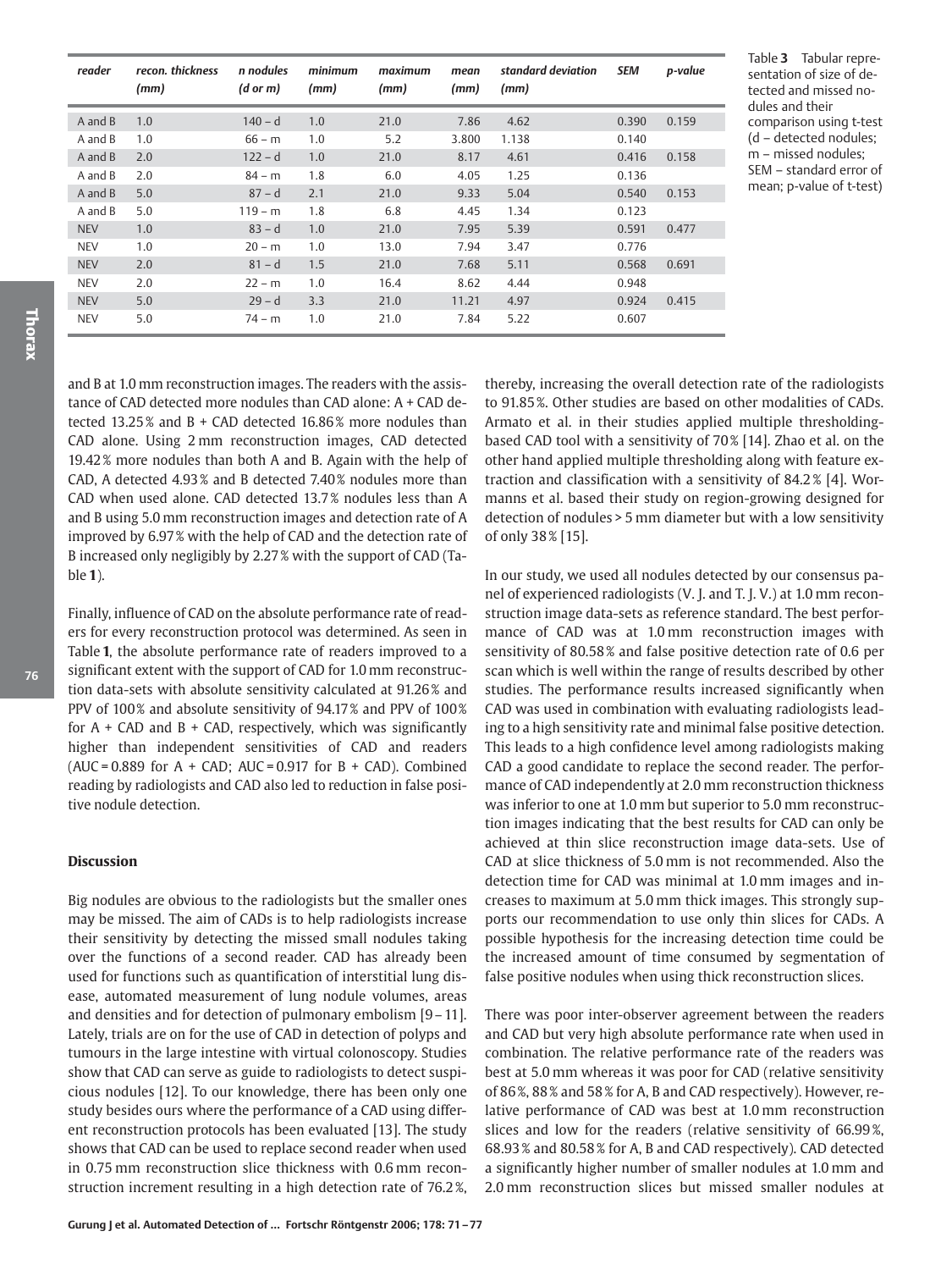| reader | recon. thickness (mm) | n nodules (d or m) | minimum (mm) | maximum (mm) | mean (mm) | standard deviation (mm) | SEM | p-value |
|---|---|---|---|---|---|---|---|---|
| A and B | 1.0 | 140 – d | 1.0 | 21.0 | 7.86 | 4.62 | 0.390 | 0.159 |
| A and B | 1.0 | 66 – m | 1.0 | 5.2 | 3.800 | 1.138 | 0.140 | |
| A and B | 2.0 | 122 – d | 1.0 | 21.0 | 8.17 | 4.61 | 0.416 | 0.158 |
| A and B | 2.0 | 84 – m | 1.8 | 6.0 | 4.05 | 1.25 | 0.136 | |
| A and B | 5.0 | 87 – d | 2.1 | 21.0 | 9.33 | 5.04 | 0.540 | 0.153 |
| A and B | 5.0 | 119 – m | 1.8 | 6.8 | 4.45 | 1.34 | 0.123 | |
| NEV | 1.0 | 83 – d | 1.0 | 21.0 | 7.95 | 5.39 | 0.591 | 0.477 |
| NEV | 1.0 | 20 – m | 1.0 | 13.0 | 7.94 | 3.47 | 0.776 | |
| NEV | 2.0 | 81 – d | 1.5 | 21.0 | 7.68 | 5.11 | 0.568 | 0.691 |
| NEV | 2.0 | 22 – m | 1.0 | 16.4 | 8.62 | 4.44 | 0.948 | |
| NEV | 5.0 | 29 – d | 3.3 | 21.0 | 11.21 | 4.97 | 0.924 | 0.415 |
| NEV | 5.0 | 74 – m | 1.0 | 21.0 | 7.84 | 5.22 | 0.607 | |

Table **3** Tabular representation of size of detected and missed nodules and their comparison using t-test (d – detected nodules; m – missed nodules; SEM – standard error of mean; p-value of t-test)

and B at 1.0 mm reconstruction images. The readers with the assistance of CAD detected more nodules than CAD alone: A + CAD detected 13.25 % and B + CAD detected 16.86 % more nodules than CAD alone. Using 2 mm reconstruction images, CAD detected 19.42 % more nodules than both A and B. Again with the help of CAD, A detected 4.93 % and B detected 7.40 % nodules more than CAD when used alone. CAD detected 13.7 % nodules less than A and B using 5.0 mm reconstruction images and detection rate of A improved by 6.97 % with the help of CAD and the detection rate of B increased only negligibly by 2.27 % with the support of CAD (Table **1**).

Finally, influence of CAD on the absolute performance rate of readers for every reconstruction protocol was determined. As seen in Table **1**, the absolute performance rate of readers improved to a significant extent with the support of CAD for 1.0 mm reconstruction data-sets with absolute sensitivity calculated at 91.26 % and PPV of 100 % and absolute sensitivity of 94.17 % and PPV of 100 % for A + CAD and B + CAD, respectively, which was significantly higher than independent sensitivities of CAD and readers (AUC = 0.889 for A + CAD; AUC = 0.917 for B + CAD). Combined reading by radiologists and CAD also led to reduction in false positive nodule detection.

## Discussion

Big nodules are obvious to the radiologists but the smaller ones may be missed. The aim of CADs is to help radiologists increase their sensitivity by detecting the missed small nodules taking over the functions of a second reader. CAD has already been used for functions such as quantification of interstitial lung disease, automated measurement of lung nodule volumes, areas and densities and for detection of pulmonary embolism [9 – 11]. Lately, trials are on for the use of CAD in detection of polyps and tumours in the large intestine with virtual colonoscopy. Studies show that CAD can serve as guide to radiologists to detect suspicious nodules [12]. To our knowledge, there has been only one study besides ours where the performance of a CAD using different reconstruction protocols has been evaluated [13]. The study shows that CAD can be used to replace second reader when used in 0.75 mm reconstruction slice thickness with 0.6 mm reconstruction increment resulting in a high detection rate of 76.2 %, thereby, increasing the overall detection rate of the radiologists to 91.85 %. Other studies are based on other modalities of CADs. Armato et al. in their studies applied multiple thresholding-based CAD tool with a sensitivity of 70 % [14]. Zhao et al. on the other hand applied multiple thresholding along with feature extraction and classification with a sensitivity of 84.2 % [4]. Wormanns et al. based their study on region-growing designed for detection of nodules > 5 mm diameter but with a low sensitivity of only 38 % [15].

In our study, we used all nodules detected by our consensus panel of experienced radiologists (V. J. and T. J. V.) at 1.0 mm reconstruction image data-sets as reference standard. The best performance of CAD was at 1.0 mm reconstruction images with sensitivity of 80.58 % and false positive detection rate of 0.6 per scan which is well within the range of results described by other studies. The performance results increased significantly when CAD was used in combination with evaluating radiologists leading to a high sensitivity rate and minimal false positive detection. This leads to a high confidence level among radiologists making CAD a good candidate to replace the second reader. The performance of CAD independently at 2.0 mm reconstruction thickness was inferior to one at 1.0 mm but superior to 5.0 mm reconstruction images indicating that the best results for CAD can only be achieved at thin slice reconstruction image data-sets. Use of CAD at slice thickness of 5.0 mm is not recommended. Also the detection time for CAD was minimal at 1.0 mm images and increases to maximum at 5.0 mm thick images. This strongly supports our recommendation to use only thin slices for CADs. A possible hypothesis for the increasing detection time could be the increased amount of time consumed by segmentation of false positive nodules when using thick reconstruction slices.

There was poor inter-observer agreement between the readers and CAD but very high absolute performance rate when used in combination. The relative performance rate of the readers was best at 5.0 mm whereas it was poor for CAD (relative sensitivity of 86 %, 88 % and 58 % for A, B and CAD respectively). However, relative performance of CAD was best at 1.0 mm reconstruction slices and low for the readers (relative sensitivity of 66.99 %, 68.93 % and 80.58 % for A, B and CAD respectively). CAD detected a significantly higher number of smaller nodules at 1.0 mm and 2.0 mm reconstruction slices but missed smaller nodules at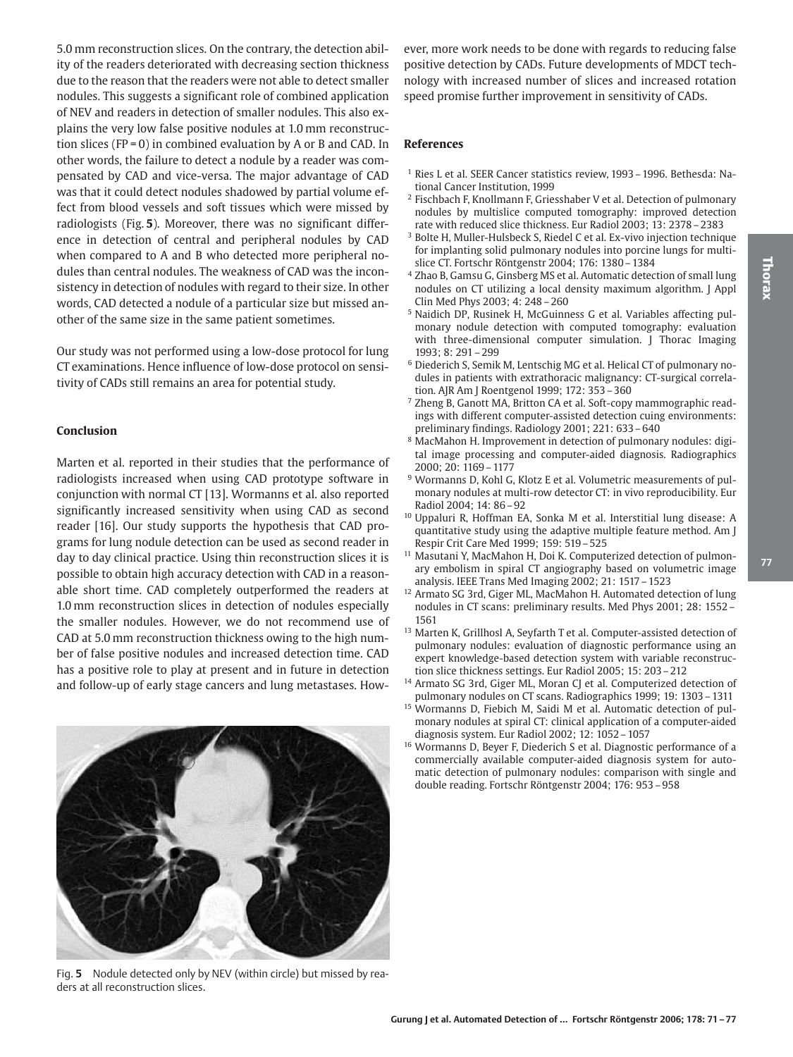5.0 mm reconstruction slices. On the contrary, the detection ability of the readers deteriorated with decreasing section thickness due to the reason that the readers were not able to detect smaller nodules. This suggests a significant role of combined application of NEV and readers in detection of smaller nodules. This also explains the very low false positive nodules at 1.0 mm reconstruction slices (FP = 0) in combined evaluation by A or B and CAD. In other words, the failure to detect a nodule by a reader was compensated by CAD and vice-versa. The major advantage of CAD was that it could detect nodules shadowed by partial volume effect from blood vessels and soft tissues which were missed by radiologists (Fig. **5**). Moreover, there was no significant difference in detection of central and peripheral nodules by CAD when compared to A and B who detected more peripheral nodules than central nodules. The weakness of CAD was the inconsistency in detection of nodules with regard to their size. In other words, CAD detected a nodule of a particular size but missed another of the same size in the same patient sometimes.

Our study was not performed using a low-dose protocol for lung CT examinations. Hence influence of low-dose protocol on sensitivity of CADs still remains an area for potential study.

## Conclusion

Marten et al. reported in their studies that the performance of radiologists increased when using CAD prototype software in conjunction with normal CT [13]. Wormanns et al. also reported significantly increased sensitivity when using CAD as second reader [16]. Our study supports the hypothesis that CAD programs for lung nodule detection can be used as second reader in day to day clinical practice. Using thin reconstruction slices it is possible to obtain high accuracy detection with CAD in a reasonable short time. CAD completely outperformed the readers at 1.0 mm reconstruction slices in detection of nodules especially the smaller nodules. However, we do not recommend use of CAD at 5.0 mm reconstruction thickness owing to the high number of false positive nodules and increased detection time. CAD has a positive role to play at present and in future in detection and follow-up of early stage cancers and lung metastases. However, more work needs to be done with regards to reducing false positive detection by CADs. Future developments of MDCT technology with increased number of slices and increased rotation speed promise further improvement in sensitivity of CADs.

Fig. **5** Nodule detected only by NEV (within circle) but missed by readers at all reconstruction slices.

## References

1. Ries L et al. SEER Cancer statistics review, 1993 – 1996. Bethesda: National Cancer Institution, 1999
2. Fischbach F, Knollmann F, Griesshaber V et al. Detection of pulmonary nodules by multislice computed tomography: improved detection rate with reduced slice thickness. Eur Radiol 2003; 13: 2378 – 2383
3. Bolte H, Muller-Hulsbeck S, Riedel C et al. Ex-vivo injection technique for implanting solid pulmonary nodules into porcine lungs for multislice CT. Fortschr Röntgenstr 2004; 176: 1380 – 1384
4. Zhao B, Gamsu G, Ginsberg MS et al. Automatic detection of small lung nodules on CT utilizing a local density maximum algorithm. J Appl Clin Med Phys 2003; 4: 248 – 260
5. Naidich DP, Rusinek H, McGuinness G et al. Variables affecting pulmonary nodule detection with computed tomography: evaluation with three-dimensional computer simulation. J Thorac Imaging 1993; 8: 291 – 299
6. Diederich S, Semik M, Lentschig MG et al. Helical CT of pulmonary nodules in patients with extrathoracic malignancy: CT-surgical correlation. AJR Am J Roentgenol 1999; 172: 353 – 360
7. Zheng B, Ganott MA, Britton CA et al. Soft-copy mammographic readings with different computer-assisted detection cuing environments: preliminary findings. Radiology 2001; 221: 633 – 640
8. MacMahon H. Improvement in detection of pulmonary nodules: digital image processing and computer-aided diagnosis. Radiographics 2000; 20: 1169 – 1177
9. Wormanns D, Kohl G, Klotz E et al. Volumetric measurements of pulmonary nodules at multi-row detector CT: in vivo reproducibility. Eur Radiol 2004; 14: 86 – 92
10. Uppaluri R, Hoffman EA, Sonka M et al. Interstitial lung disease: A quantitative study using the adaptive multiple feature method. Am J Respir Crit Care Med 1999; 159: 519 – 525
11. Masutani Y, MacMahon H, Doi K. Computerized detection of pulmonary embolism in spiral CT angiography based on volumetric image analysis. IEEE Trans Med Imaging 2002; 21: 1517 – 1523
12. Armato SG 3rd, Giger ML, MacMahon H. Automated detection of lung nodules in CT scans: preliminary results. Med Phys 2001; 28: 1552 – 1561
13. Marten K, Grillhosl A, Seyfarth T et al. Computer-assisted detection of pulmonary nodules: evaluation of diagnostic performance using an expert knowledge-based detection system with variable reconstruction slice thickness settings. Eur Radiol 2005; 15: 203 – 212
14. Armato SG 3rd, Giger ML, Moran CJ et al. Computerized detection of pulmonary nodules on CT scans. Radiographics 1999; 19: 1303 – 1311
15. Wormanns D, Fiebich M, Saidi M et al. Automatic detection of pulmonary nodules at spiral CT: clinical application of a computer-aided diagnosis system. Eur Radiol 2002; 12: 1052 – 1057
16. Wormanns D, Beyer F, Diederich S et al. Diagnostic performance of a commercially available computer-aided diagnosis system for automatic detection of pulmonary nodules: comparison with single and double reading. Fortschr Röntgenstr 2004; 176: 953 – 958